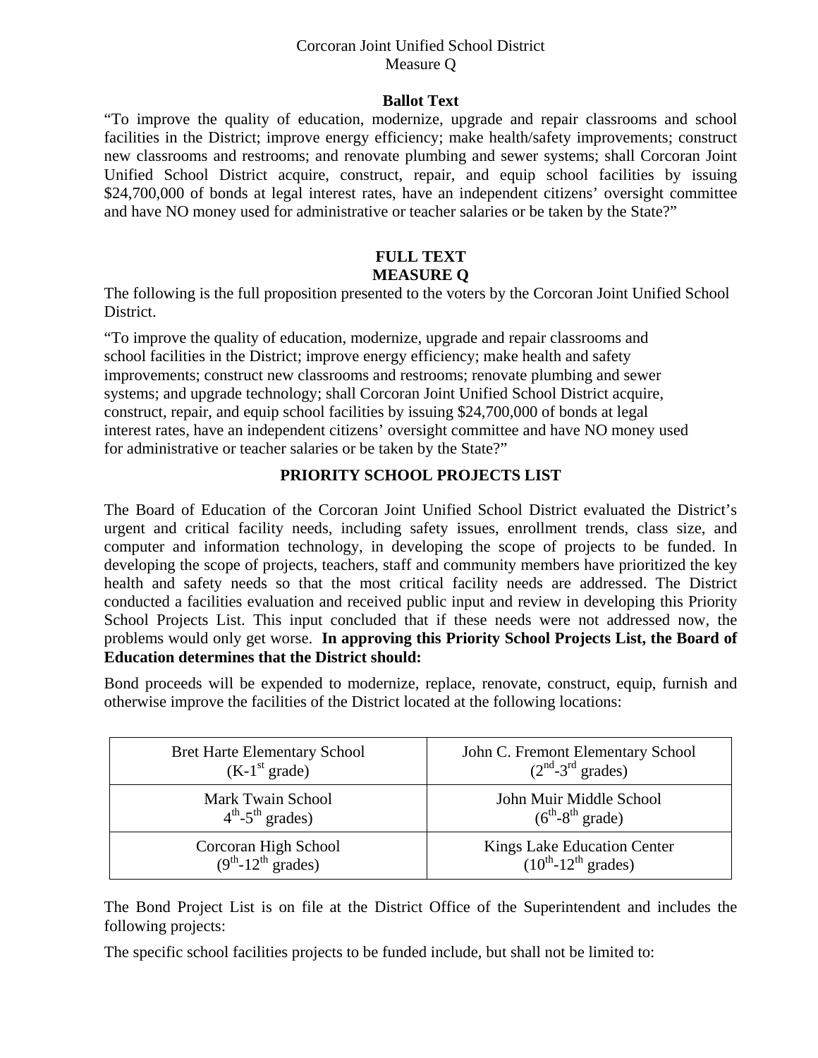Corcoran Joint Unified School District
Measure Q

**Ballot Text**

"To improve the quality of education, modernize, upgrade and repair classrooms and school facilities in the District; improve energy efficiency; make health/safety improvements; construct new classrooms and restrooms; and renovate plumbing and sewer systems; shall Corcoran Joint Unified School District acquire, construct, repair, and equip school facilities by issuing $24,700,000 of bonds at legal interest rates, have an independent citizens' oversight committee and have NO money used for administrative or teacher salaries or be taken by the State?"

# FULL TEXT
# MEASURE Q

The following is the full proposition presented to the voters by the Corcoran Joint Unified School District.

"To improve the quality of education, modernize, upgrade and repair classrooms and school facilities in the District; improve energy efficiency; make health and safety improvements; construct new classrooms and restrooms; renovate plumbing and sewer systems; and upgrade technology; shall Corcoran Joint Unified School District acquire, construct, repair, and equip school facilities by issuing $24,700,000 of bonds at legal interest rates, have an independent citizens' oversight committee and have NO money used for administrative or teacher salaries or be taken by the State?"

## PRIORITY SCHOOL PROJECTS LIST

The Board of Education of the Corcoran Joint Unified School District evaluated the District's urgent and critical facility needs, including safety issues, enrollment trends, class size, and computer and information technology, in developing the scope of projects to be funded. In developing the scope of projects, teachers, staff and community members have prioritized the key health and safety needs so that the most critical facility needs are addressed. The District conducted a facilities evaluation and received public input and review in developing this Priority School Projects List. This input concluded that if these needs were not addressed now, the problems would only get worse. **In approving this Priority School Projects List, the Board of Education determines that the District should:**

Bond proceeds will be expended to modernize, replace, renovate, construct, equip, furnish and otherwise improve the facilities of the District located at the following locations:

| | |
|---|---|
| Bret Harte Elementary School (K-1st grade) | John C. Fremont Elementary School (2nd-3rd grades) |
| Mark Twain School 4th-5th grades) | John Muir Middle School (6th-8th grade) |
| Corcoran High School (9th-12th grades) | Kings Lake Education Center (10th-12th grades) |

The Bond Project List is on file at the District Office of the Superintendent and includes the following projects:

The specific school facilities projects to be funded include, but shall not be limited to: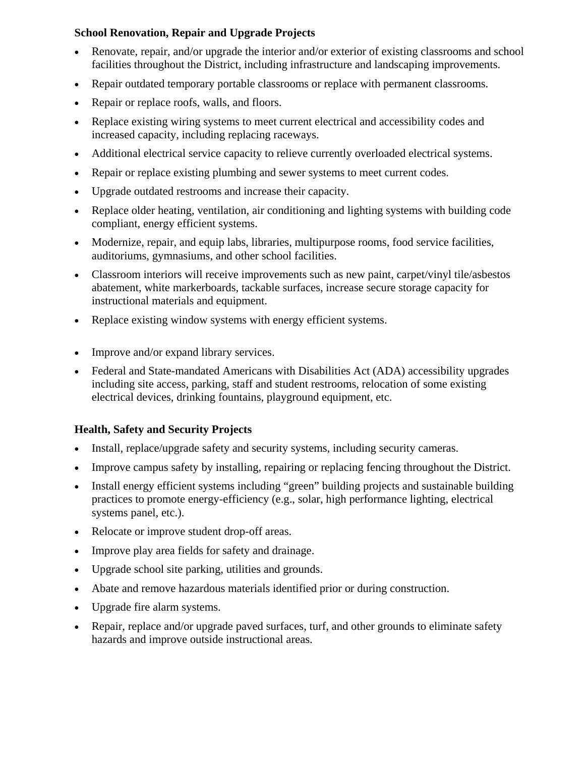**School Renovation, Repair and Upgrade Projects**

- Renovate, repair, and/or upgrade the interior and/or exterior of existing classrooms and school facilities throughout the District, including infrastructure and landscaping improvements.
- Repair outdated temporary portable classrooms or replace with permanent classrooms.
- Repair or replace roofs, walls, and floors.
- Replace existing wiring systems to meet current electrical and accessibility codes and increased capacity, including replacing raceways.
- Additional electrical service capacity to relieve currently overloaded electrical systems.
- Repair or replace existing plumbing and sewer systems to meet current codes.
- Upgrade outdated restrooms and increase their capacity.
- Replace older heating, ventilation, air conditioning and lighting systems with building code compliant, energy efficient systems.
- Modernize, repair, and equip labs, libraries, multipurpose rooms, food service facilities, auditoriums, gymnasiums, and other school facilities.
- Classroom interiors will receive improvements such as new paint, carpet/vinyl tile/asbestos abatement, white markerboards, tackable surfaces, increase secure storage capacity for instructional materials and equipment.
- Replace existing window systems with energy efficient systems.
- Improve and/or expand library services.
- Federal and State-mandated Americans with Disabilities Act (ADA) accessibility upgrades including site access, parking, staff and student restrooms, relocation of some existing electrical devices, drinking fountains, playground equipment, etc.

**Health, Safety and Security Projects**

- Install, replace/upgrade safety and security systems, including security cameras.
- Improve campus safety by installing, repairing or replacing fencing throughout the District.
- Install energy efficient systems including "green" building projects and sustainable building practices to promote energy-efficiency (e.g., solar, high performance lighting, electrical systems panel, etc.).
- Relocate or improve student drop-off areas.
- Improve play area fields for safety and drainage.
- Upgrade school site parking, utilities and grounds.
- Abate and remove hazardous materials identified prior or during construction.
- Upgrade fire alarm systems.
- Repair, replace and/or upgrade paved surfaces, turf, and other grounds to eliminate safety hazards and improve outside instructional areas.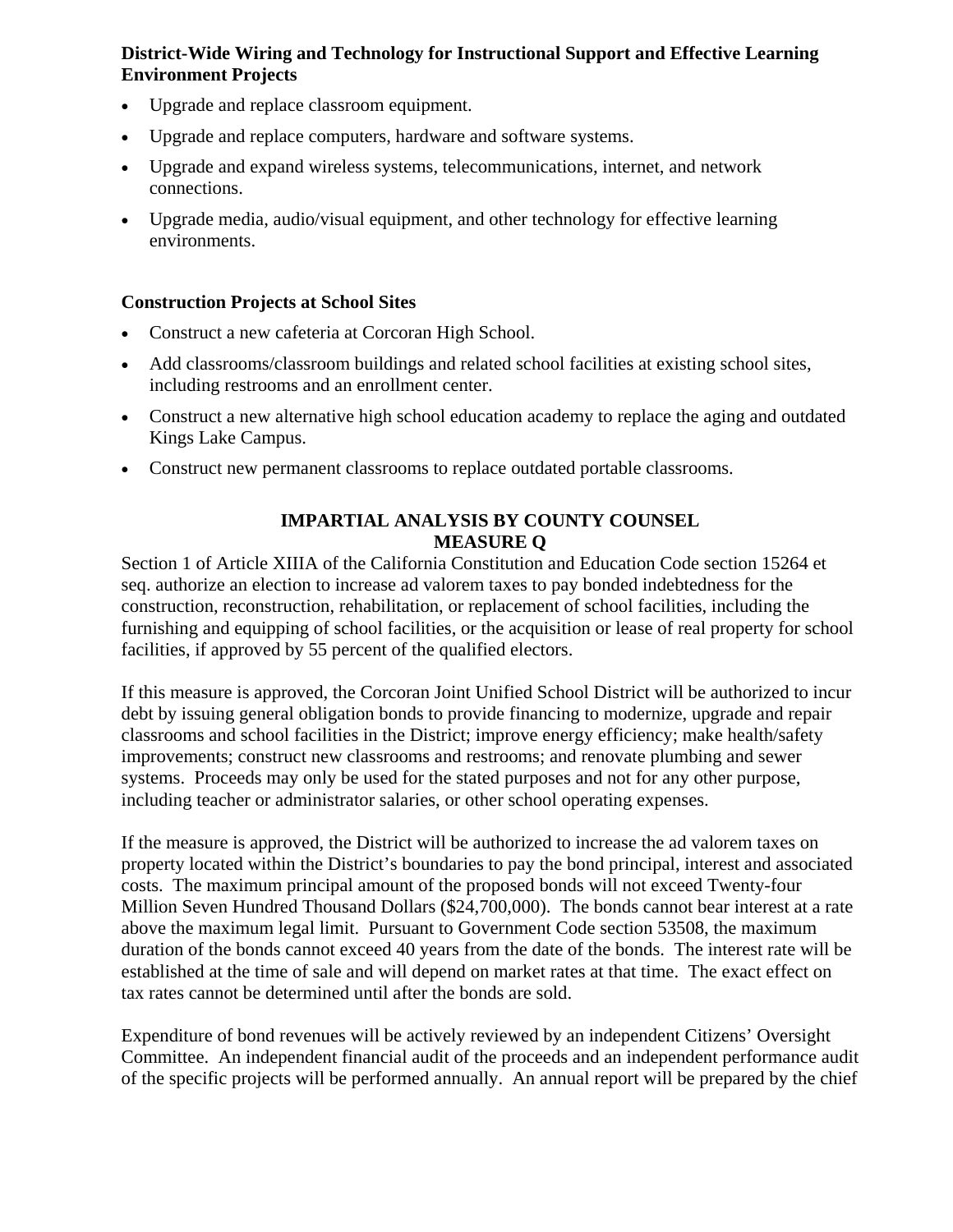**District-Wide Wiring and Technology for Instructional Support and Effective Learning Environment Projects**

- Upgrade and replace classroom equipment.
- Upgrade and replace computers, hardware and software systems.
- Upgrade and expand wireless systems, telecommunications, internet, and network connections.
- Upgrade media, audio/visual equipment, and other technology for effective learning environments.

**Construction Projects at School Sites**

- Construct a new cafeteria at Corcoran High School.
- Add classrooms/classroom buildings and related school facilities at existing school sites, including restrooms and an enrollment center.
- Construct a new alternative high school education academy to replace the aging and outdated Kings Lake Campus.
- Construct new permanent classrooms to replace outdated portable classrooms.

## IMPARTIAL ANALYSIS BY COUNTY COUNSEL
## MEASURE Q

Section 1 of Article XIIIA of the California Constitution and Education Code section 15264 et seq. authorize an election to increase ad valorem taxes to pay bonded indebtedness for the construction, reconstruction, rehabilitation, or replacement of school facilities, including the furnishing and equipping of school facilities, or the acquisition or lease of real property for school facilities, if approved by 55 percent of the qualified electors.

If this measure is approved, the Corcoran Joint Unified School District will be authorized to incur debt by issuing general obligation bonds to provide financing to modernize, upgrade and repair classrooms and school facilities in the District; improve energy efficiency; make health/safety improvements; construct new classrooms and restrooms; and renovate plumbing and sewer systems. Proceeds may only be used for the stated purposes and not for any other purpose, including teacher or administrator salaries, or other school operating expenses.

If the measure is approved, the District will be authorized to increase the ad valorem taxes on property located within the District's boundaries to pay the bond principal, interest and associated costs. The maximum principal amount of the proposed bonds will not exceed Twenty-four Million Seven Hundred Thousand Dollars ($24,700,000). The bonds cannot bear interest at a rate above the maximum legal limit. Pursuant to Government Code section 53508, the maximum duration of the bonds cannot exceed 40 years from the date of the bonds. The interest rate will be established at the time of sale and will depend on market rates at that time. The exact effect on tax rates cannot be determined until after the bonds are sold.

Expenditure of bond revenues will be actively reviewed by an independent Citizens' Oversight Committee. An independent financial audit of the proceeds and an independent performance audit of the specific projects will be performed annually. An annual report will be prepared by the chief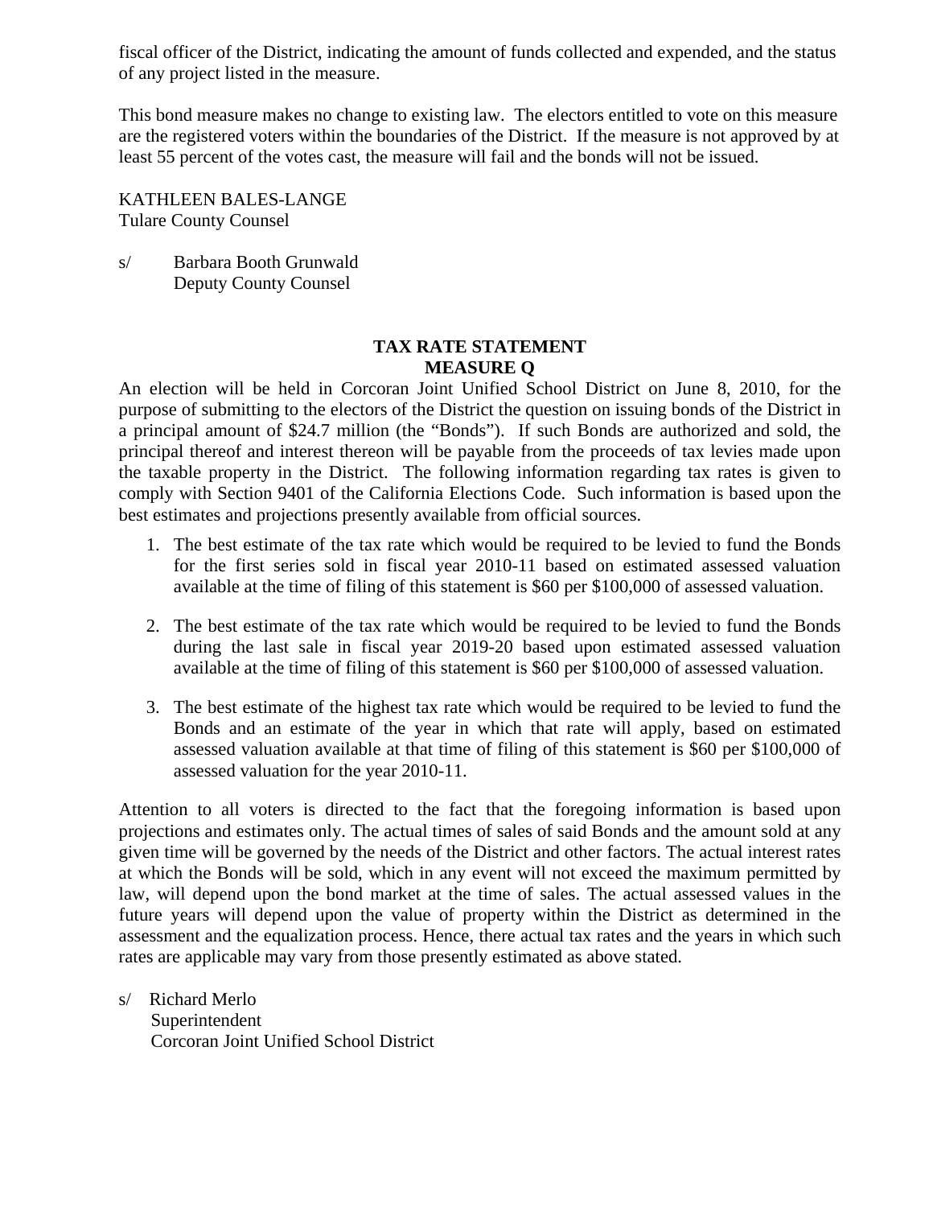fiscal officer of the District, indicating the amount of funds collected and expended, and the status of any project listed in the measure.

This bond measure makes no change to existing law. The electors entitled to vote on this measure are the registered voters within the boundaries of the District. If the measure is not approved by at least 55 percent of the votes cast, the measure will fail and the bonds will not be issued.

KATHLEEN BALES-LANGE
Tulare County Counsel

s/ Barbara Booth Grunwald
Deputy County Counsel

**TAX RATE STATEMENT**
**MEASURE Q**

An election will be held in Corcoran Joint Unified School District on June 8, 2010, for the purpose of submitting to the electors of the District the question on issuing bonds of the District in a principal amount of $24.7 million (the "Bonds"). If such Bonds are authorized and sold, the principal thereof and interest thereon will be payable from the proceeds of tax levies made upon the taxable property in the District. The following information regarding tax rates is given to comply with Section 9401 of the California Elections Code. Such information is based upon the best estimates and projections presently available from official sources.

1. The best estimate of the tax rate which would be required to be levied to fund the Bonds for the first series sold in fiscal year 2010-11 based on estimated assessed valuation available at the time of filing of this statement is $60 per $100,000 of assessed valuation.

2. The best estimate of the tax rate which would be required to be levied to fund the Bonds during the last sale in fiscal year 2019-20 based upon estimated assessed valuation available at the time of filing of this statement is $60 per $100,000 of assessed valuation.

3. The best estimate of the highest tax rate which would be required to be levied to fund the Bonds and an estimate of the year in which that rate will apply, based on estimated assessed valuation available at that time of filing of this statement is $60 per $100,000 of assessed valuation for the year 2010-11.

Attention to all voters is directed to the fact that the foregoing information is based upon projections and estimates only. The actual times of sales of said Bonds and the amount sold at any given time will be governed by the needs of the District and other factors. The actual interest rates at which the Bonds will be sold, which in any event will not exceed the maximum permitted by law, will depend upon the bond market at the time of sales. The actual assessed values in the future years will depend upon the value of property within the District as determined in the assessment and the equalization process. Hence, there actual tax rates and the years in which such rates are applicable may vary from those presently estimated as above stated.

s/ Richard Merlo
Superintendent
Corcoran Joint Unified School District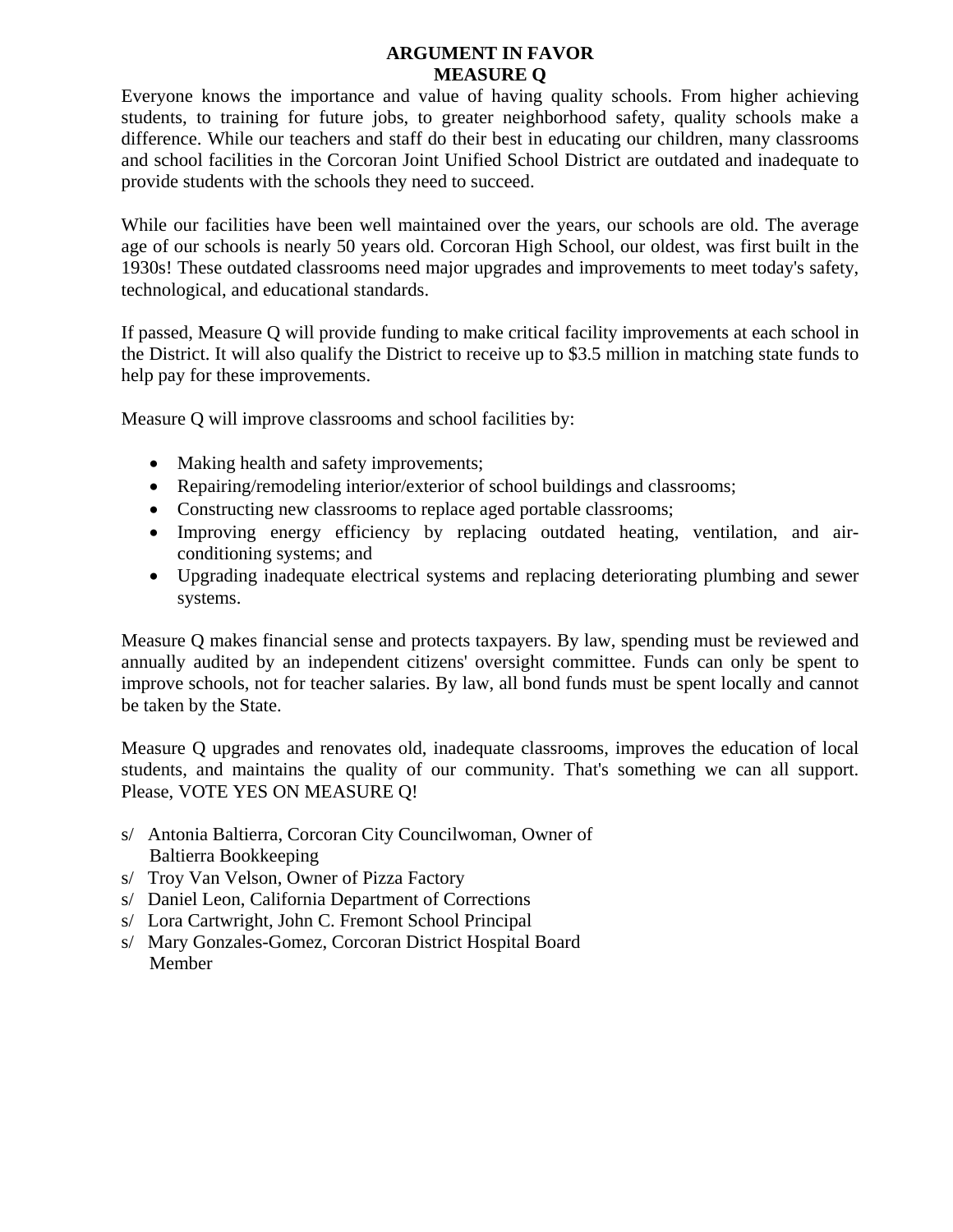# ARGUMENT IN FAVOR
# MEASURE Q

Everyone knows the importance and value of having quality schools. From higher achieving students, to training for future jobs, to greater neighborhood safety, quality schools make a difference. While our teachers and staff do their best in educating our children, many classrooms and school facilities in the Corcoran Joint Unified School District are outdated and inadequate to provide students with the schools they need to succeed.

While our facilities have been well maintained over the years, our schools are old. The average age of our schools is nearly 50 years old. Corcoran High School, our oldest, was first built in the 1930s! These outdated classrooms need major upgrades and improvements to meet today's safety, technological, and educational standards.

If passed, Measure Q will provide funding to make critical facility improvements at each school in the District. It will also qualify the District to receive up to $3.5 million in matching state funds to help pay for these improvements.

Measure Q will improve classrooms and school facilities by:

- Making health and safety improvements;
- Repairing/remodeling interior/exterior of school buildings and classrooms;
- Constructing new classrooms to replace aged portable classrooms;
- Improving energy efficiency by replacing outdated heating, ventilation, and air-conditioning systems; and
- Upgrading inadequate electrical systems and replacing deteriorating plumbing and sewer systems.

Measure Q makes financial sense and protects taxpayers. By law, spending must be reviewed and annually audited by an independent citizens' oversight committee. Funds can only be spent to improve schools, not for teacher salaries. By law, all bond funds must be spent locally and cannot be taken by the State.

Measure Q upgrades and renovates old, inadequate classrooms, improves the education of local students, and maintains the quality of our community. That's something we can all support. Please, VOTE YES ON MEASURE Q!

s/ Antonia Baltierra, Corcoran City Councilwoman, Owner of Baltierra Bookkeeping
s/ Troy Van Velson, Owner of Pizza Factory
s/ Daniel Leon, California Department of Corrections
s/ Lora Cartwright, John C. Fremont School Principal
s/ Mary Gonzales-Gomez, Corcoran District Hospital Board Member